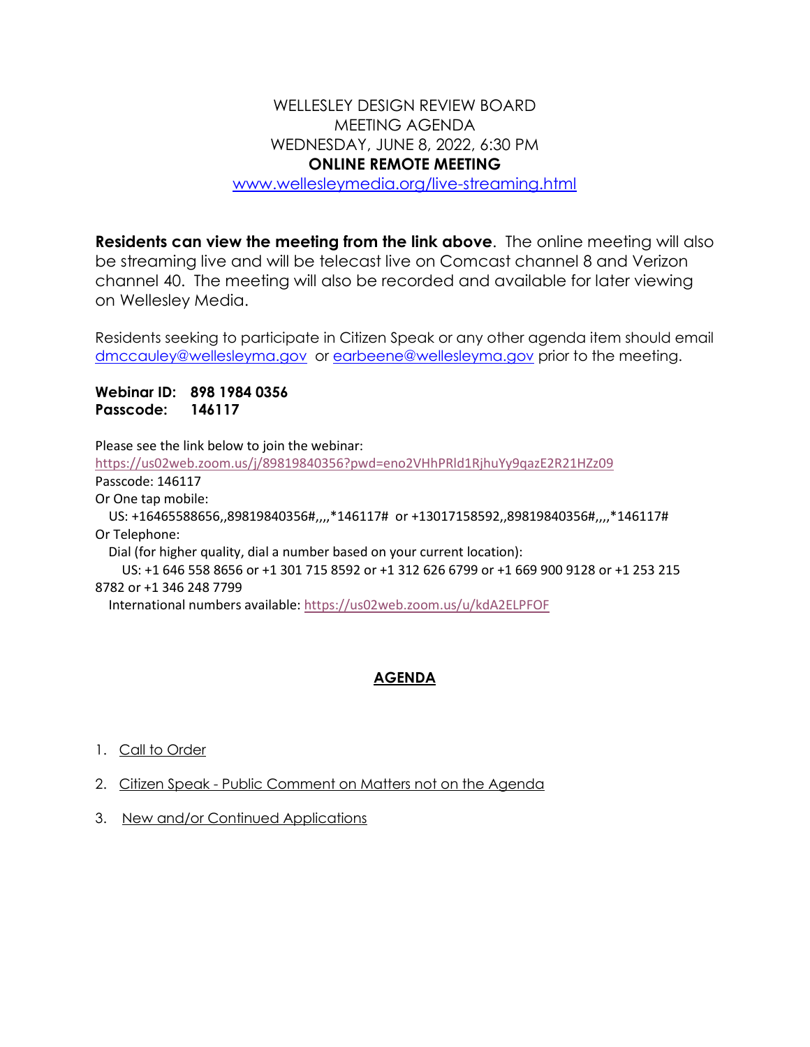# WELLESLEY DESIGN REVIEW BOARD
## MEETING AGENDA
## WEDNESDAY, JUNE 8, 2022, 6:30 PM
## **ONLINE REMOTE MEETING**

[www.wellesleymedia.org/live-streaming.html](www.wellesleymedia.org/live-streaming.html)

**Residents can view the meeting from the link above**. The online meeting will also be streaming live and will be telecast live on Comcast channel 8 and Verizon channel 40. The meeting will also be recorded and available for later viewing on Wellesley Media.

Residents seeking to participate in Citizen Speak or any other agenda item should email dmccauley@wellesleyma.gov or earbeene@wellesleyma.gov prior to the meeting.

**Webinar ID: 898 1984 0356**
**Passcode: 146117**

Please see the link below to join the webinar:
https://us02web.zoom.us/j/89819840356?pwd=eno2VHhPRld1RjhuYy9qazE2R21HZz09
Passcode: 146117
Or One tap mobile:
US: +16465588656,,89819840356#,,,,*146117# or +13017158592,,89819840356#,,,,*146117#
Or Telephone:
Dial (for higher quality, dial a number based on your current location):
US: +1 646 558 8656 or +1 301 715 8592 or +1 312 626 6799 or +1 669 900 9128 or +1 253 215 8782 or +1 346 248 7799
International numbers available: https://us02web.zoom.us/u/kdA2ELPFOF

## AGENDA

1. Call to Order
2. Citizen Speak - Public Comment on Matters not on the Agenda
3. New and/or Continued Applications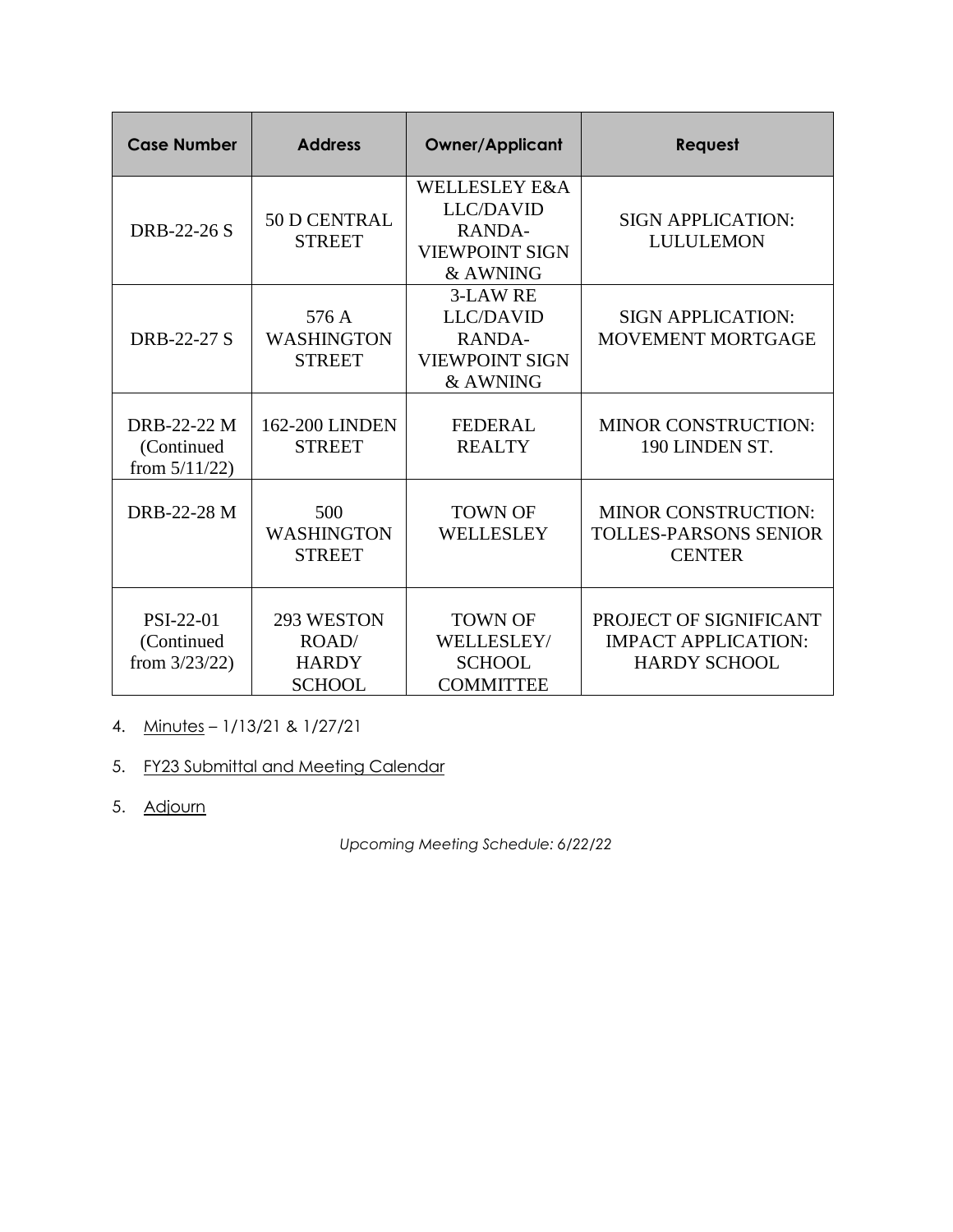| Case Number | Address | Owner/Applicant | Request |
|---|---|---|---|
| DRB-22-26 S | 50 D CENTRAL STREET | WELLESLEY E&A LLC/DAVID RANDA-VIEWPOINT SIGN & AWNING | SIGN APPLICATION: LULULEMON |
| DRB-22-27 S | 576 A WASHINGTON STREET | 3-LAW RE LLC/DAVID RANDA-VIEWPOINT SIGN & AWNING | SIGN APPLICATION: MOVEMENT MORTGAGE |
| DRB-22-22 M (Continued from 5/11/22) | 162-200 LINDEN STREET | FEDERAL REALTY | MINOR CONSTRUCTION: 190 LINDEN ST. |
| DRB-22-28 M | 500 WASHINGTON STREET | TOWN OF WELLESLEY | MINOR CONSTRUCTION: TOLLES-PARSONS SENIOR CENTER |
| PSI-22-01 (Continued from 3/23/22) | 293 WESTON ROAD/ HARDY SCHOOL | TOWN OF WELLESLEY/ SCHOOL COMMITTEE | PROJECT OF SIGNIFICANT IMPACT APPLICATION: HARDY SCHOOL |

4. Minutes – 1/13/21 & 1/27/21

5. FY23 Submittal and Meeting Calendar

5. Adjourn

*Upcoming Meeting Schedule: 6/22/22*